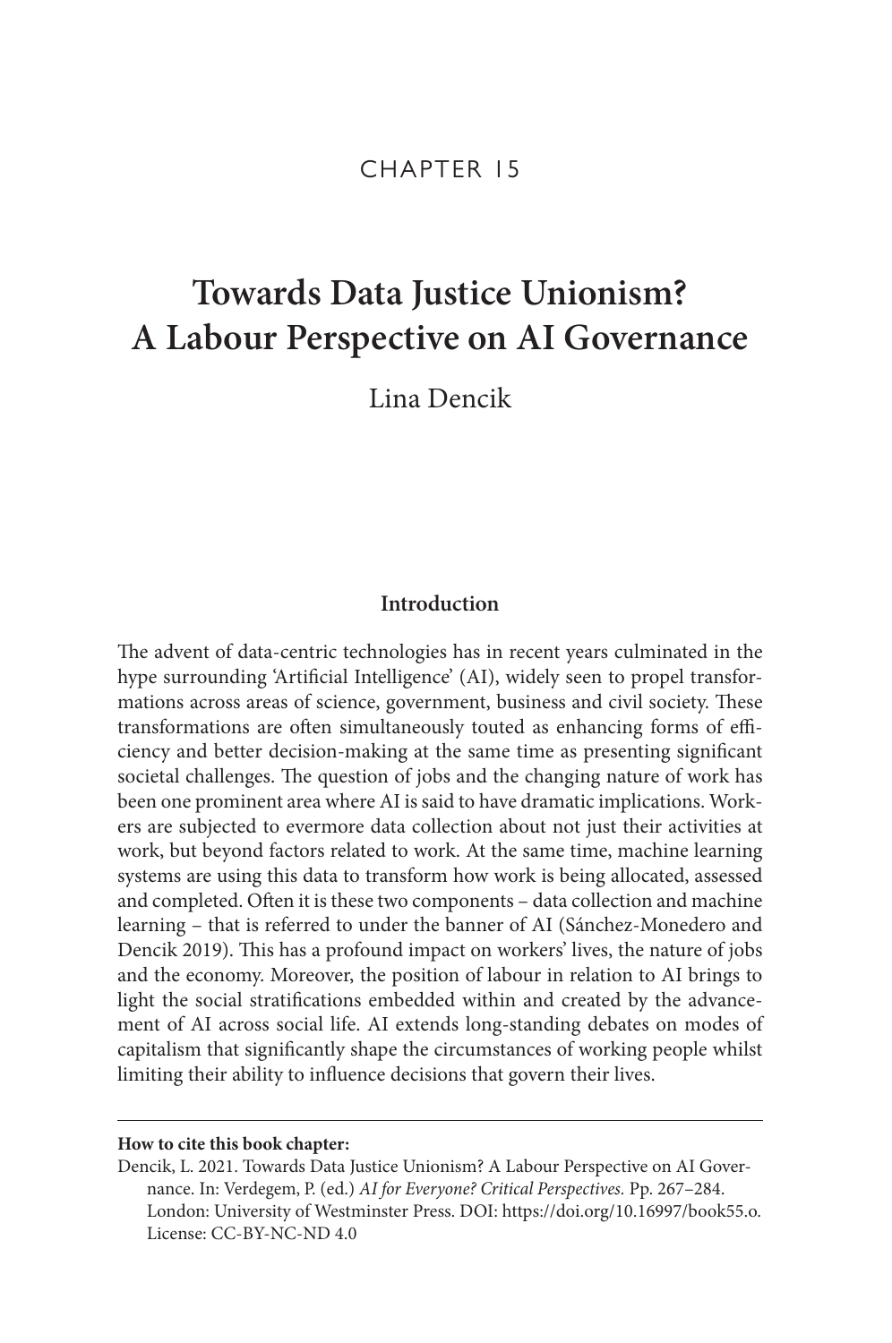CHAPTER 15

# Towards Data Justice Unionism? A Labour Perspective on AI Governance

Lina Dencik

## Introduction

The advent of data-centric technologies has in recent years culminated in the hype surrounding 'Artificial Intelligence' (AI), widely seen to propel transformations across areas of science, government, business and civil society. These transformations are often simultaneously touted as enhancing forms of efficiency and better decision-making at the same time as presenting significant societal challenges. The question of jobs and the changing nature of work has been one prominent area where AI is said to have dramatic implications. Workers are subjected to evermore data collection about not just their activities at work, but beyond factors related to work. At the same time, machine learning systems are using this data to transform how work is being allocated, assessed and completed. Often it is these two components – data collection and machine learning – that is referred to under the banner of AI (Sánchez-Monedero and Dencik 2019). This has a profound impact on workers' lives, the nature of jobs and the economy. Moreover, the position of labour in relation to AI brings to light the social stratifications embedded within and created by the advancement of AI across social life. AI extends long-standing debates on modes of capitalism that significantly shape the circumstances of working people whilst limiting their ability to influence decisions that govern their lives.

---

**How to cite this book chapter:**

Dencik, L. 2021. Towards Data Justice Unionism? A Labour Perspective on AI Governance. In: Verdegem, P. (ed.) *AI for Everyone? Critical Perspectives.* Pp. 267–284. London: University of Westminster Press. DOI: https://doi.org/10.16997/book55.o. License: CC-BY-NC-ND 4.0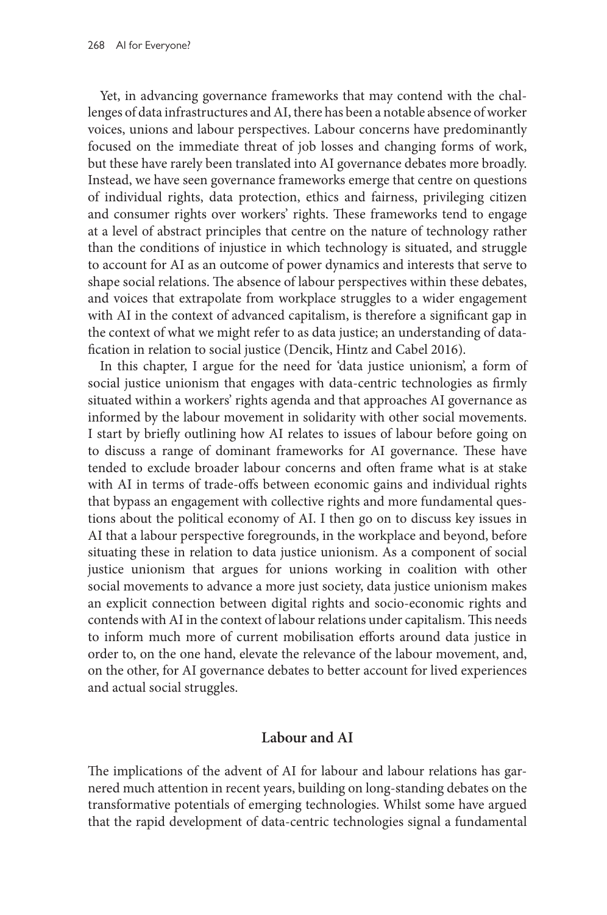Yet, in advancing governance frameworks that may contend with the challenges of data infrastructures and AI, there has been a notable absence of worker voices, unions and labour perspectives. Labour concerns have predominantly focused on the immediate threat of job losses and changing forms of work, but these have rarely been translated into AI governance debates more broadly. Instead, we have seen governance frameworks emerge that centre on questions of individual rights, data protection, ethics and fairness, privileging citizen and consumer rights over workers' rights. These frameworks tend to engage at a level of abstract principles that centre on the nature of technology rather than the conditions of injustice in which technology is situated, and struggle to account for AI as an outcome of power dynamics and interests that serve to shape social relations. The absence of labour perspectives within these debates, and voices that extrapolate from workplace struggles to a wider engagement with AI in the context of advanced capitalism, is therefore a significant gap in the context of what we might refer to as data justice; an understanding of datafication in relation to social justice (Dencik, Hintz and Cabel 2016).

In this chapter, I argue for the need for 'data justice unionism', a form of social justice unionism that engages with data-centric technologies as firmly situated within a workers' rights agenda and that approaches AI governance as informed by the labour movement in solidarity with other social movements. I start by briefly outlining how AI relates to issues of labour before going on to discuss a range of dominant frameworks for AI governance. These have tended to exclude broader labour concerns and often frame what is at stake with AI in terms of trade-offs between economic gains and individual rights that bypass an engagement with collective rights and more fundamental questions about the political economy of AI. I then go on to discuss key issues in AI that a labour perspective foregrounds, in the workplace and beyond, before situating these in relation to data justice unionism. As a component of social justice unionism that argues for unions working in coalition with other social movements to advance a more just society, data justice unionism makes an explicit connection between digital rights and socio-economic rights and contends with AI in the context of labour relations under capitalism. This needs to inform much more of current mobilisation efforts around data justice in order to, on the one hand, elevate the relevance of the labour movement, and, on the other, for AI governance debates to better account for lived experiences and actual social struggles.

## Labour and AI

The implications of the advent of AI for labour and labour relations has garnered much attention in recent years, building on long-standing debates on the transformative potentials of emerging technologies. Whilst some have argued that the rapid development of data-centric technologies signal a fundamental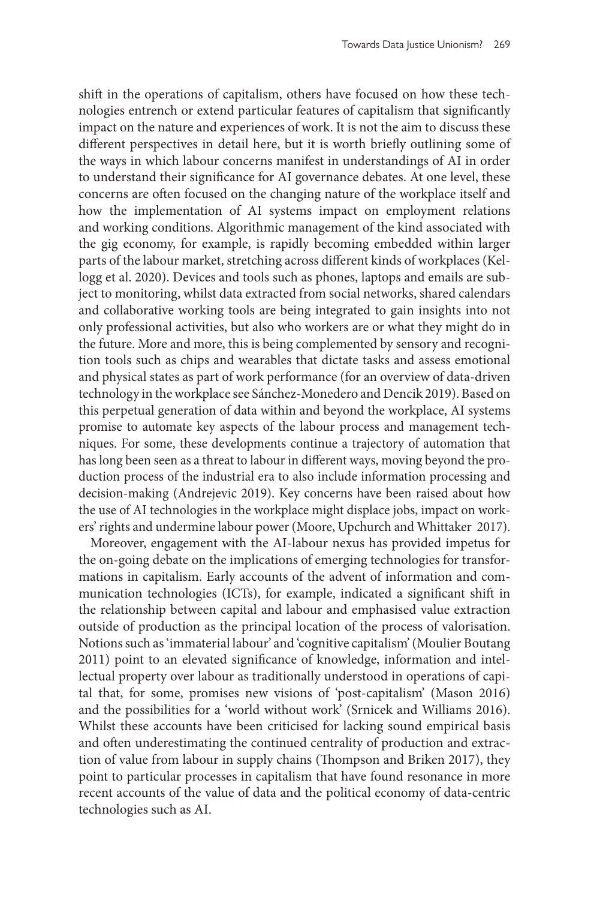shift in the operations of capitalism, others have focused on how these technologies entrench or extend particular features of capitalism that significantly impact on the nature and experiences of work. It is not the aim to discuss these different perspectives in detail here, but it is worth briefly outlining some of the ways in which labour concerns manifest in understandings of AI in order to understand their significance for AI governance debates. At one level, these concerns are often focused on the changing nature of the workplace itself and how the implementation of AI systems impact on employment relations and working conditions. Algorithmic management of the kind associated with the gig economy, for example, is rapidly becoming embedded within larger parts of the labour market, stretching across different kinds of workplaces (Kellogg et al. 2020). Devices and tools such as phones, laptops and emails are subject to monitoring, whilst data extracted from social networks, shared calendars and collaborative working tools are being integrated to gain insights into not only professional activities, but also who workers are or what they might do in the future. More and more, this is being complemented by sensory and recognition tools such as chips and wearables that dictate tasks and assess emotional and physical states as part of work performance (for an overview of data-driven technology in the workplace see Sánchez-Monedero and Dencik 2019). Based on this perpetual generation of data within and beyond the workplace, AI systems promise to automate key aspects of the labour process and management techniques. For some, these developments continue a trajectory of automation that has long been seen as a threat to labour in different ways, moving beyond the production process of the industrial era to also include information processing and decision-making (Andrejevic 2019). Key concerns have been raised about how the use of AI technologies in the workplace might displace jobs, impact on workers' rights and undermine labour power (Moore, Upchurch and Whittaker 2017).

Moreover, engagement with the AI-labour nexus has provided impetus for the on-going debate on the implications of emerging technologies for transformations in capitalism. Early accounts of the advent of information and communication technologies (ICTs), for example, indicated a significant shift in the relationship between capital and labour and emphasised value extraction outside of production as the principal location of the process of valorisation. Notions such as 'immaterial labour' and 'cognitive capitalism' (Moulier Boutang 2011) point to an elevated significance of knowledge, information and intellectual property over labour as traditionally understood in operations of capital that, for some, promises new visions of 'post-capitalism' (Mason 2016) and the possibilities for a 'world without work' (Srnicek and Williams 2016). Whilst these accounts have been criticised for lacking sound empirical basis and often underestimating the continued centrality of production and extraction of value from labour in supply chains (Thompson and Briken 2017), they point to particular processes in capitalism that have found resonance in more recent accounts of the value of data and the political economy of data-centric technologies such as AI.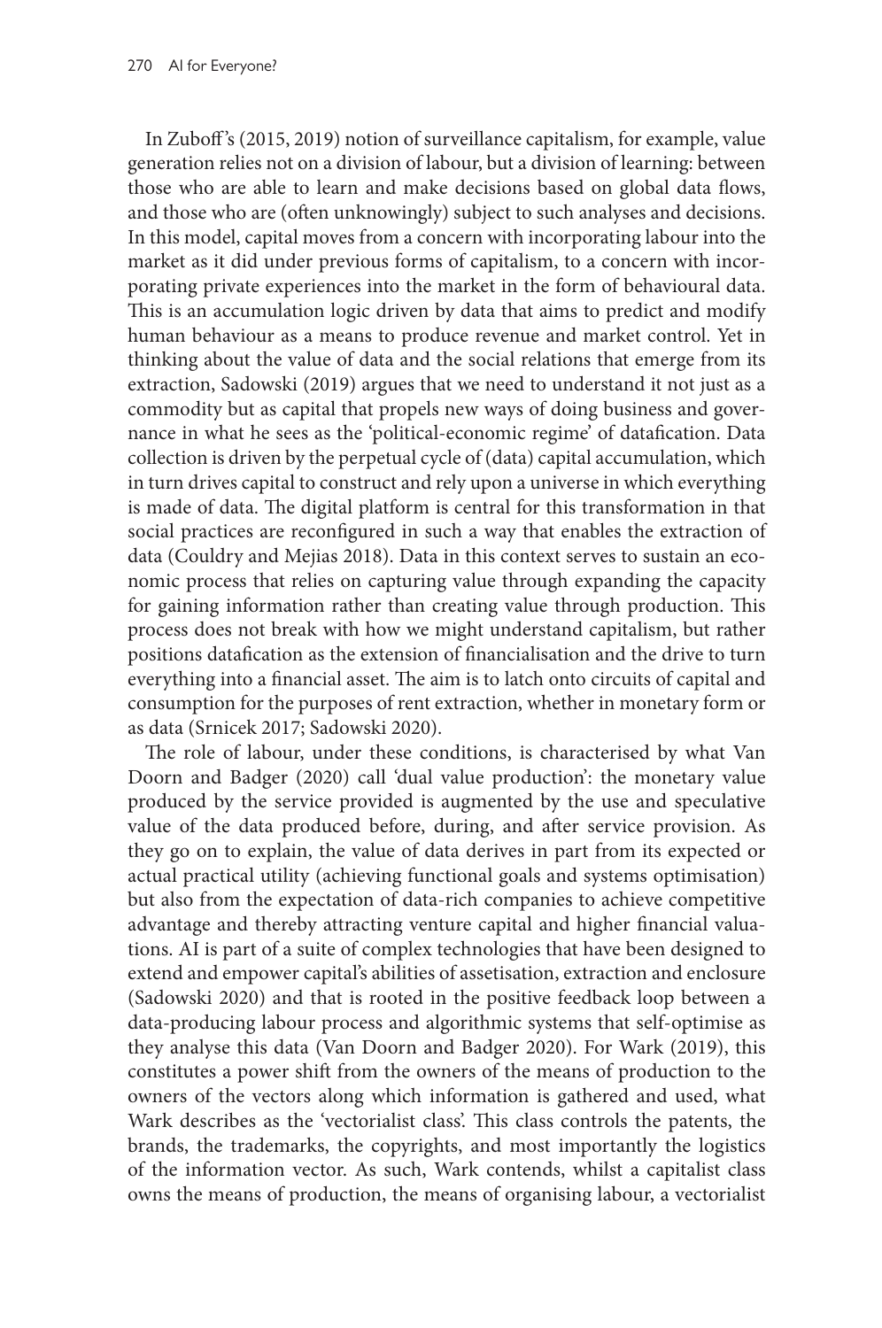In Zuboff's (2015, 2019) notion of surveillance capitalism, for example, value generation relies not on a division of labour, but a division of learning: between those who are able to learn and make decisions based on global data flows, and those who are (often unknowingly) subject to such analyses and decisions. In this model, capital moves from a concern with incorporating labour into the market as it did under previous forms of capitalism, to a concern with incorporating private experiences into the market in the form of behavioural data. This is an accumulation logic driven by data that aims to predict and modify human behaviour as a means to produce revenue and market control. Yet in thinking about the value of data and the social relations that emerge from its extraction, Sadowski (2019) argues that we need to understand it not just as a commodity but as capital that propels new ways of doing business and governance in what he sees as the 'political-economic regime' of datafication. Data collection is driven by the perpetual cycle of (data) capital accumulation, which in turn drives capital to construct and rely upon a universe in which everything is made of data. The digital platform is central for this transformation in that social practices are reconfigured in such a way that enables the extraction of data (Couldry and Mejias 2018). Data in this context serves to sustain an economic process that relies on capturing value through expanding the capacity for gaining information rather than creating value through production. This process does not break with how we might understand capitalism, but rather positions datafication as the extension of financialisation and the drive to turn everything into a financial asset. The aim is to latch onto circuits of capital and consumption for the purposes of rent extraction, whether in monetary form or as data (Srnicek 2017; Sadowski 2020).

The role of labour, under these conditions, is characterised by what Van Doorn and Badger (2020) call 'dual value production': the monetary value produced by the service provided is augmented by the use and speculative value of the data produced before, during, and after service provision. As they go on to explain, the value of data derives in part from its expected or actual practical utility (achieving functional goals and systems optimisation) but also from the expectation of data-rich companies to achieve competitive advantage and thereby attracting venture capital and higher financial valuations. AI is part of a suite of complex technologies that have been designed to extend and empower capital's abilities of assetisation, extraction and enclosure (Sadowski 2020) and that is rooted in the positive feedback loop between a data-producing labour process and algorithmic systems that self-optimise as they analyse this data (Van Doorn and Badger 2020). For Wark (2019), this constitutes a power shift from the owners of the means of production to the owners of the vectors along which information is gathered and used, what Wark describes as the 'vectorialist class'. This class controls the patents, the brands, the trademarks, the copyrights, and most importantly the logistics of the information vector. As such, Wark contends, whilst a capitalist class owns the means of production, the means of organising labour, a vectorialist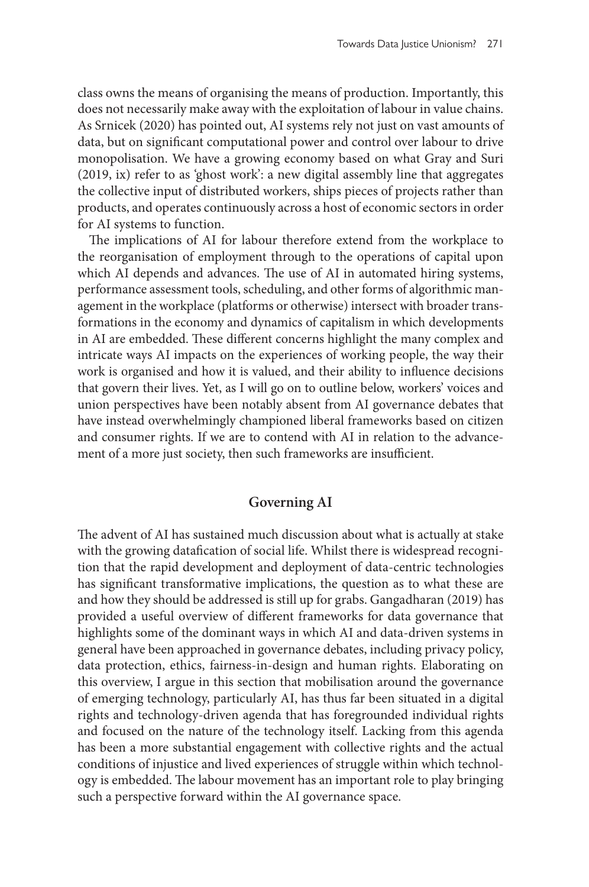class owns the means of organising the means of production. Importantly, this does not necessarily make away with the exploitation of labour in value chains. As Srnicek (2020) has pointed out, AI systems rely not just on vast amounts of data, but on significant computational power and control over labour to drive monopolisation. We have a growing economy based on what Gray and Suri (2019, ix) refer to as 'ghost work': a new digital assembly line that aggregates the collective input of distributed workers, ships pieces of projects rather than products, and operates continuously across a host of economic sectors in order for AI systems to function.

The implications of AI for labour therefore extend from the workplace to the reorganisation of employment through to the operations of capital upon which AI depends and advances. The use of AI in automated hiring systems, performance assessment tools, scheduling, and other forms of algorithmic management in the workplace (platforms or otherwise) intersect with broader transformations in the economy and dynamics of capitalism in which developments in AI are embedded. These different concerns highlight the many complex and intricate ways AI impacts on the experiences of working people, the way their work is organised and how it is valued, and their ability to influence decisions that govern their lives. Yet, as I will go on to outline below, workers' voices and union perspectives have been notably absent from AI governance debates that have instead overwhelmingly championed liberal frameworks based on citizen and consumer rights. If we are to contend with AI in relation to the advancement of a more just society, then such frameworks are insufficient.

## Governing AI

The advent of AI has sustained much discussion about what is actually at stake with the growing datafication of social life. Whilst there is widespread recognition that the rapid development and deployment of data-centric technologies has significant transformative implications, the question as to what these are and how they should be addressed is still up for grabs. Gangadharan (2019) has provided a useful overview of different frameworks for data governance that highlights some of the dominant ways in which AI and data-driven systems in general have been approached in governance debates, including privacy policy, data protection, ethics, fairness-in-design and human rights. Elaborating on this overview, I argue in this section that mobilisation around the governance of emerging technology, particularly AI, has thus far been situated in a digital rights and technology-driven agenda that has foregrounded individual rights and focused on the nature of the technology itself. Lacking from this agenda has been a more substantial engagement with collective rights and the actual conditions of injustice and lived experiences of struggle within which technology is embedded. The labour movement has an important role to play bringing such a perspective forward within the AI governance space.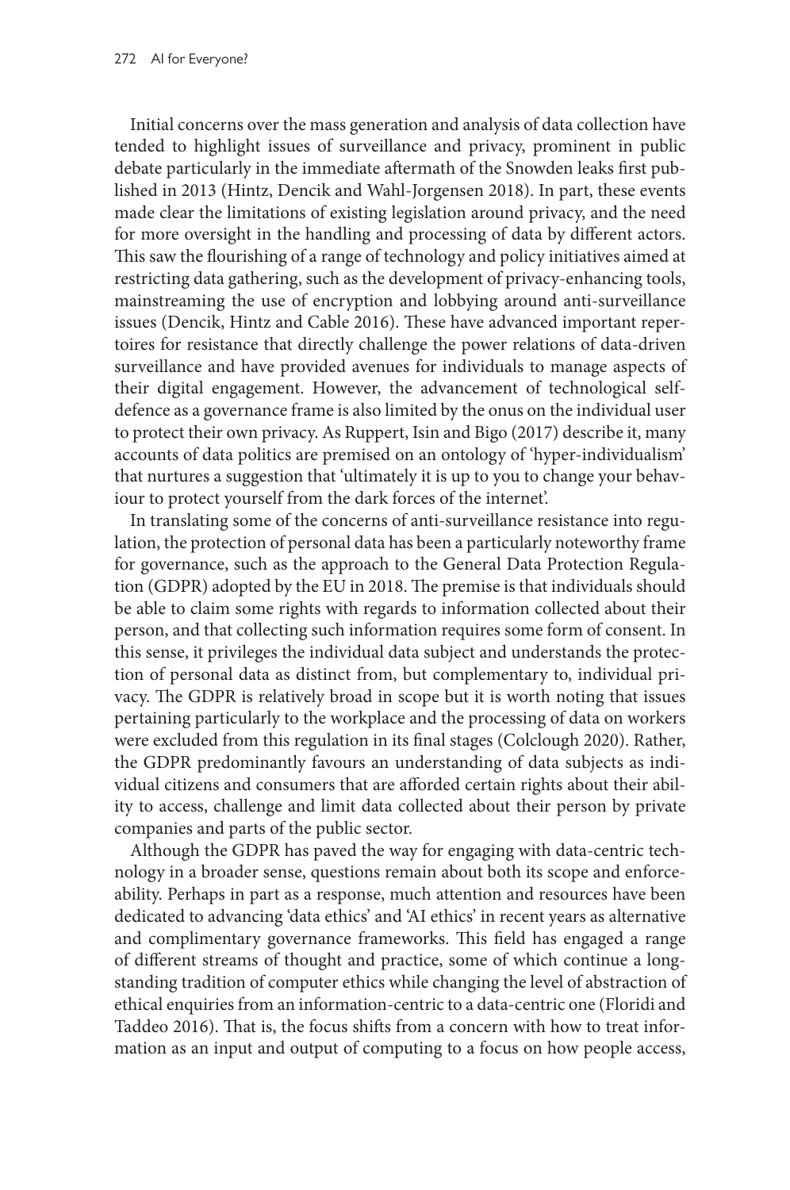Initial concerns over the mass generation and analysis of data collection have tended to highlight issues of surveillance and privacy, prominent in public debate particularly in the immediate aftermath of the Snowden leaks first published in 2013 (Hintz, Dencik and Wahl-Jorgensen 2018). In part, these events made clear the limitations of existing legislation around privacy, and the need for more oversight in the handling and processing of data by different actors. This saw the flourishing of a range of technology and policy initiatives aimed at restricting data gathering, such as the development of privacy-enhancing tools, mainstreaming the use of encryption and lobbying around anti-surveillance issues (Dencik, Hintz and Cable 2016). These have advanced important repertoires for resistance that directly challenge the power relations of data-driven surveillance and have provided avenues for individuals to manage aspects of their digital engagement. However, the advancement of technological self-defence as a governance frame is also limited by the onus on the individual user to protect their own privacy. As Ruppert, Isin and Bigo (2017) describe it, many accounts of data politics are premised on an ontology of 'hyper-individualism' that nurtures a suggestion that 'ultimately it is up to you to change your behaviour to protect yourself from the dark forces of the internet'.

In translating some of the concerns of anti-surveillance resistance into regulation, the protection of personal data has been a particularly noteworthy frame for governance, such as the approach to the General Data Protection Regulation (GDPR) adopted by the EU in 2018. The premise is that individuals should be able to claim some rights with regards to information collected about their person, and that collecting such information requires some form of consent. In this sense, it privileges the individual data subject and understands the protection of personal data as distinct from, but complementary to, individual privacy. The GDPR is relatively broad in scope but it is worth noting that issues pertaining particularly to the workplace and the processing of data on workers were excluded from this regulation in its final stages (Colclough 2020). Rather, the GDPR predominantly favours an understanding of data subjects as individual citizens and consumers that are afforded certain rights about their ability to access, challenge and limit data collected about their person by private companies and parts of the public sector.

Although the GDPR has paved the way for engaging with data-centric technology in a broader sense, questions remain about both its scope and enforceability. Perhaps in part as a response, much attention and resources have been dedicated to advancing 'data ethics' and 'AI ethics' in recent years as alternative and complimentary governance frameworks. This field has engaged a range of different streams of thought and practice, some of which continue a long-standing tradition of computer ethics while changing the level of abstraction of ethical enquiries from an information-centric to a data-centric one (Floridi and Taddeo 2016). That is, the focus shifts from a concern with how to treat information as an input and output of computing to a focus on how people access,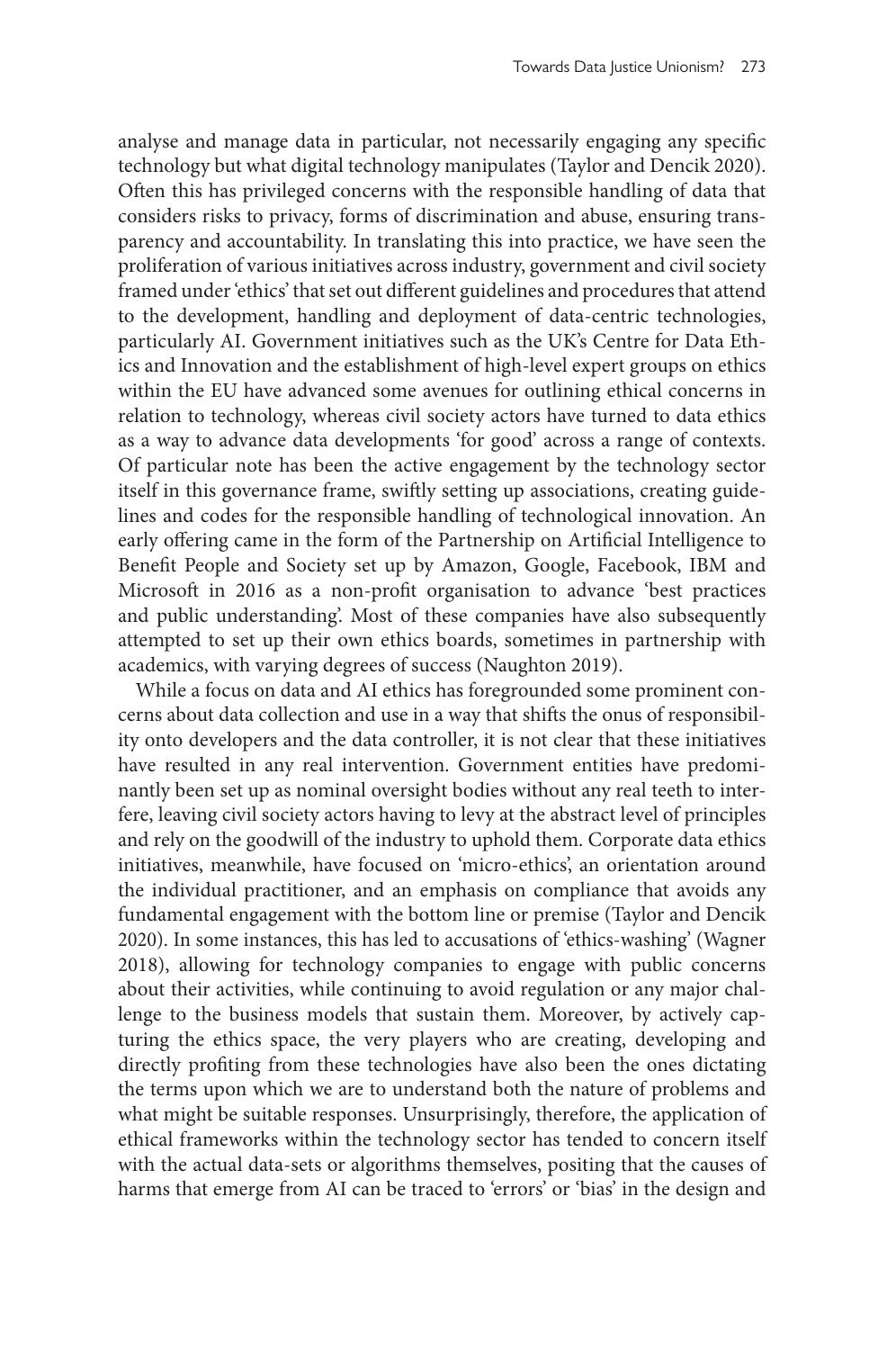analyse and manage data in particular, not necessarily engaging any specific technology but what digital technology manipulates (Taylor and Dencik 2020). Often this has privileged concerns with the responsible handling of data that considers risks to privacy, forms of discrimination and abuse, ensuring transparency and accountability. In translating this into practice, we have seen the proliferation of various initiatives across industry, government and civil society framed under 'ethics' that set out different guidelines and procedures that attend to the development, handling and deployment of data-centric technologies, particularly AI. Government initiatives such as the UK's Centre for Data Ethics and Innovation and the establishment of high-level expert groups on ethics within the EU have advanced some avenues for outlining ethical concerns in relation to technology, whereas civil society actors have turned to data ethics as a way to advance data developments 'for good' across a range of contexts. Of particular note has been the active engagement by the technology sector itself in this governance frame, swiftly setting up associations, creating guidelines and codes for the responsible handling of technological innovation. An early offering came in the form of the Partnership on Artificial Intelligence to Benefit People and Society set up by Amazon, Google, Facebook, IBM and Microsoft in 2016 as a non-profit organisation to advance 'best practices and public understanding'. Most of these companies have also subsequently attempted to set up their own ethics boards, sometimes in partnership with academics, with varying degrees of success (Naughton 2019).

While a focus on data and AI ethics has foregrounded some prominent concerns about data collection and use in a way that shifts the onus of responsibility onto developers and the data controller, it is not clear that these initiatives have resulted in any real intervention. Government entities have predominantly been set up as nominal oversight bodies without any real teeth to interfere, leaving civil society actors having to levy at the abstract level of principles and rely on the goodwill of the industry to uphold them. Corporate data ethics initiatives, meanwhile, have focused on 'micro-ethics', an orientation around the individual practitioner, and an emphasis on compliance that avoids any fundamental engagement with the bottom line or premise (Taylor and Dencik 2020). In some instances, this has led to accusations of 'ethics-washing' (Wagner 2018), allowing for technology companies to engage with public concerns about their activities, while continuing to avoid regulation or any major challenge to the business models that sustain them. Moreover, by actively capturing the ethics space, the very players who are creating, developing and directly profiting from these technologies have also been the ones dictating the terms upon which we are to understand both the nature of problems and what might be suitable responses. Unsurprisingly, therefore, the application of ethical frameworks within the technology sector has tended to concern itself with the actual data-sets or algorithms themselves, positing that the causes of harms that emerge from AI can be traced to 'errors' or 'bias' in the design and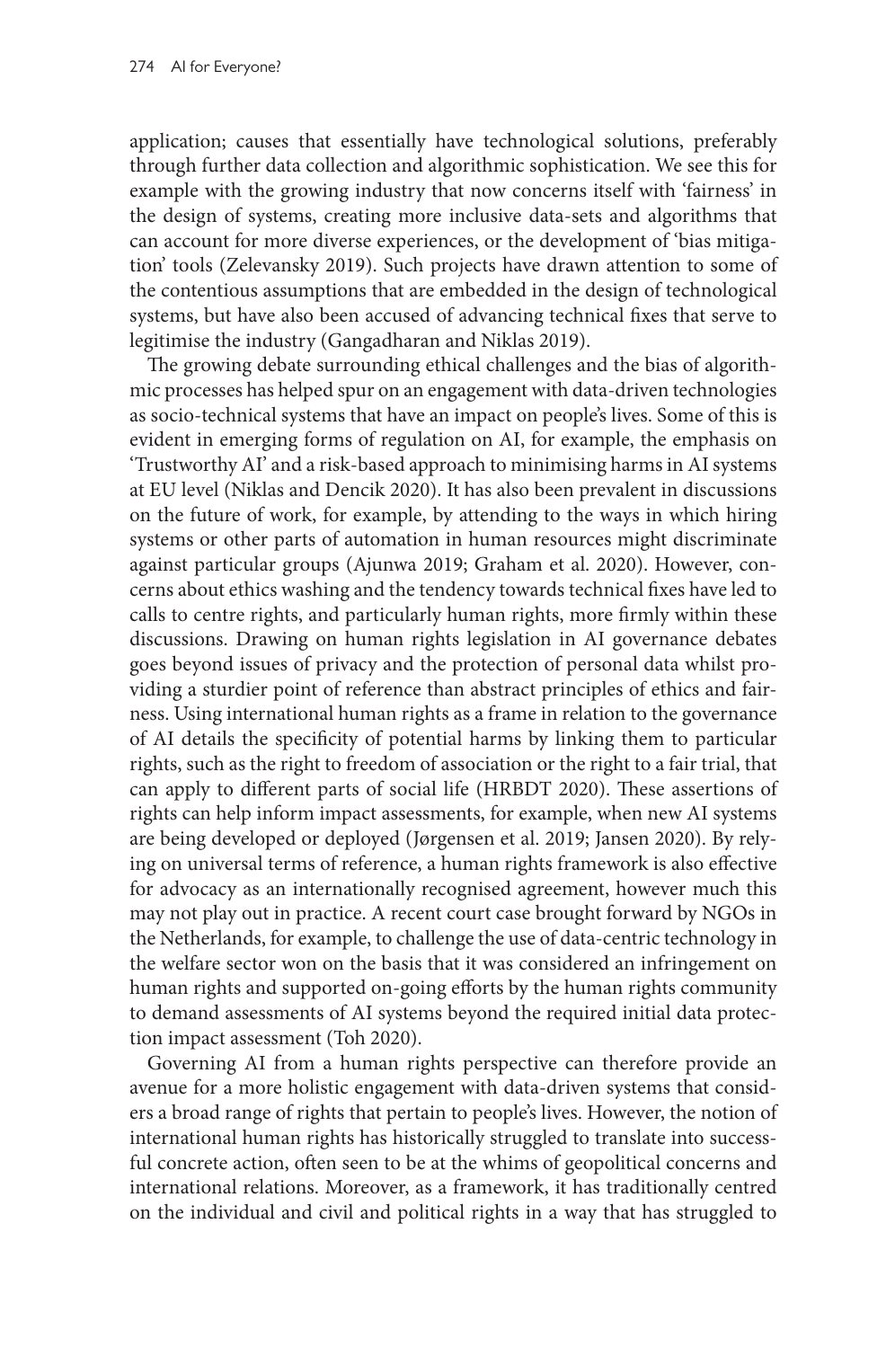application; causes that essentially have technological solutions, preferably through further data collection and algorithmic sophistication. We see this for example with the growing industry that now concerns itself with 'fairness' in the design of systems, creating more inclusive data-sets and algorithms that can account for more diverse experiences, or the development of 'bias mitigation' tools (Zelevansky 2019). Such projects have drawn attention to some of the contentious assumptions that are embedded in the design of technological systems, but have also been accused of advancing technical fixes that serve to legitimise the industry (Gangadharan and Niklas 2019).

The growing debate surrounding ethical challenges and the bias of algorithmic processes has helped spur on an engagement with data-driven technologies as socio-technical systems that have an impact on people's lives. Some of this is evident in emerging forms of regulation on AI, for example, the emphasis on 'Trustworthy AI' and a risk-based approach to minimising harms in AI systems at EU level (Niklas and Dencik 2020). It has also been prevalent in discussions on the future of work, for example, by attending to the ways in which hiring systems or other parts of automation in human resources might discriminate against particular groups (Ajunwa 2019; Graham et al. 2020). However, concerns about ethics washing and the tendency towards technical fixes have led to calls to centre rights, and particularly human rights, more firmly within these discussions. Drawing on human rights legislation in AI governance debates goes beyond issues of privacy and the protection of personal data whilst providing a sturdier point of reference than abstract principles of ethics and fairness. Using international human rights as a frame in relation to the governance of AI details the specificity of potential harms by linking them to particular rights, such as the right to freedom of association or the right to a fair trial, that can apply to different parts of social life (HRBDT 2020). These assertions of rights can help inform impact assessments, for example, when new AI systems are being developed or deployed (Jørgensen et al. 2019; Jansen 2020). By relying on universal terms of reference, a human rights framework is also effective for advocacy as an internationally recognised agreement, however much this may not play out in practice. A recent court case brought forward by NGOs in the Netherlands, for example, to challenge the use of data-centric technology in the welfare sector won on the basis that it was considered an infringement on human rights and supported on-going efforts by the human rights community to demand assessments of AI systems beyond the required initial data protection impact assessment (Toh 2020).

Governing AI from a human rights perspective can therefore provide an avenue for a more holistic engagement with data-driven systems that considers a broad range of rights that pertain to people's lives. However, the notion of international human rights has historically struggled to translate into successful concrete action, often seen to be at the whims of geopolitical concerns and international relations. Moreover, as a framework, it has traditionally centred on the individual and civil and political rights in a way that has struggled to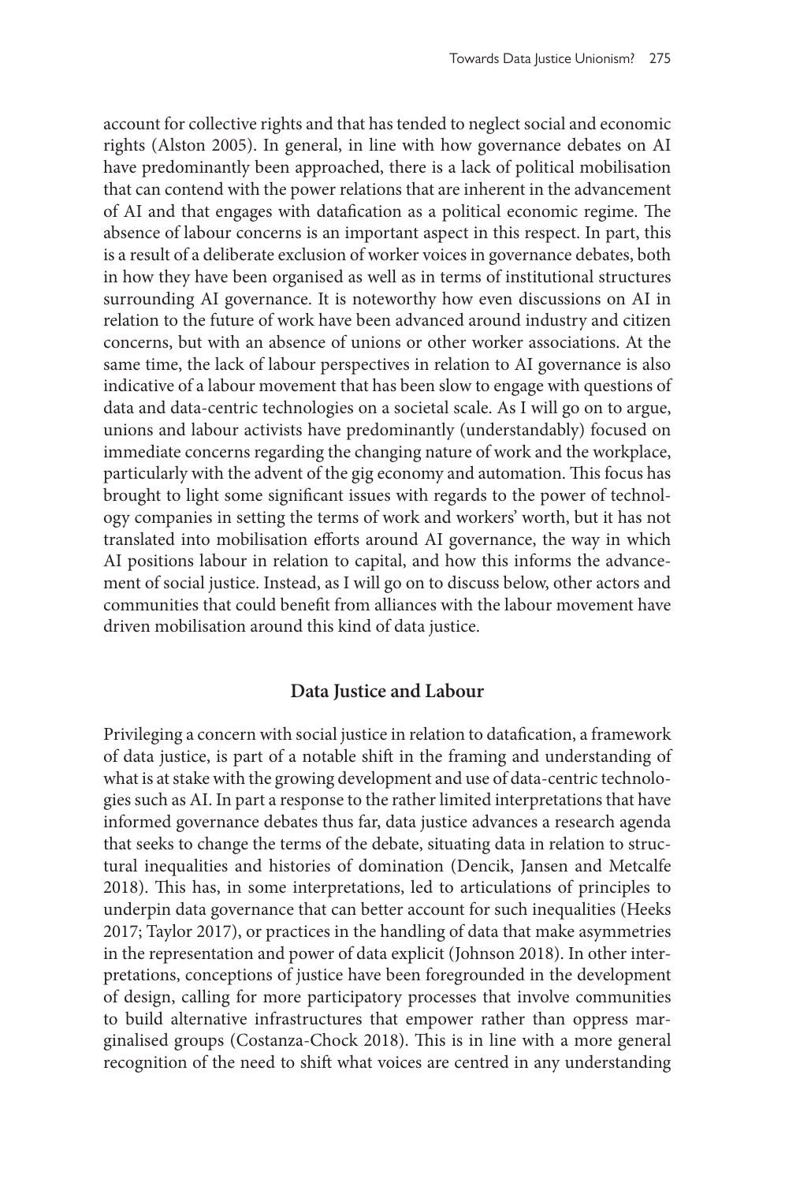account for collective rights and that has tended to neglect social and economic rights (Alston 2005). In general, in line with how governance debates on AI have predominantly been approached, there is a lack of political mobilisation that can contend with the power relations that are inherent in the advancement of AI and that engages with datafication as a political economic regime. The absence of labour concerns is an important aspect in this respect. In part, this is a result of a deliberate exclusion of worker voices in governance debates, both in how they have been organised as well as in terms of institutional structures surrounding AI governance. It is noteworthy how even discussions on AI in relation to the future of work have been advanced around industry and citizen concerns, but with an absence of unions or other worker associations. At the same time, the lack of labour perspectives in relation to AI governance is also indicative of a labour movement that has been slow to engage with questions of data and data-centric technologies on a societal scale. As I will go on to argue, unions and labour activists have predominantly (understandably) focused on immediate concerns regarding the changing nature of work and the workplace, particularly with the advent of the gig economy and automation. This focus has brought to light some significant issues with regards to the power of technology companies in setting the terms of work and workers' worth, but it has not translated into mobilisation efforts around AI governance, the way in which AI positions labour in relation to capital, and how this informs the advancement of social justice. Instead, as I will go on to discuss below, other actors and communities that could benefit from alliances with the labour movement have driven mobilisation around this kind of data justice.

## Data Justice and Labour

Privileging a concern with social justice in relation to datafication, a framework of data justice, is part of a notable shift in the framing and understanding of what is at stake with the growing development and use of data-centric technologies such as AI. In part a response to the rather limited interpretations that have informed governance debates thus far, data justice advances a research agenda that seeks to change the terms of the debate, situating data in relation to structural inequalities and histories of domination (Dencik, Jansen and Metcalfe 2018). This has, in some interpretations, led to articulations of principles to underpin data governance that can better account for such inequalities (Heeks 2017; Taylor 2017), or practices in the handling of data that make asymmetries in the representation and power of data explicit (Johnson 2018). In other interpretations, conceptions of justice have been foregrounded in the development of design, calling for more participatory processes that involve communities to build alternative infrastructures that empower rather than oppress marginalised groups (Costanza-Chock 2018). This is in line with a more general recognition of the need to shift what voices are centred in any understanding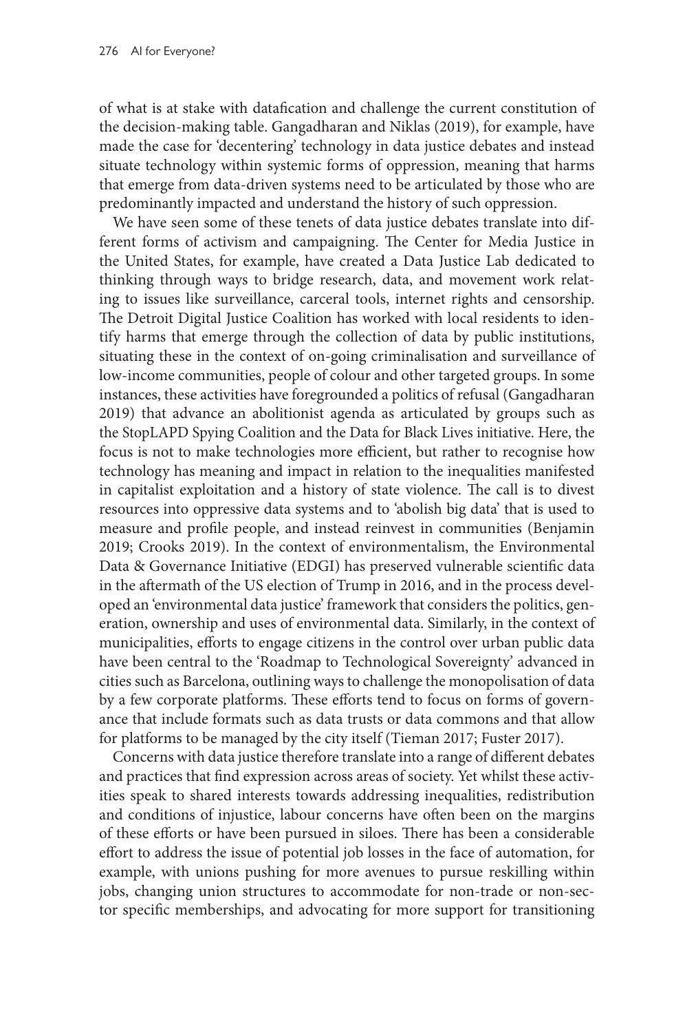of what is at stake with datafication and challenge the current constitution of the decision-making table. Gangadharan and Niklas (2019), for example, have made the case for 'decentering' technology in data justice debates and instead situate technology within systemic forms of oppression, meaning that harms that emerge from data-driven systems need to be articulated by those who are predominantly impacted and understand the history of such oppression.

We have seen some of these tenets of data justice debates translate into different forms of activism and campaigning. The Center for Media Justice in the United States, for example, have created a Data Justice Lab dedicated to thinking through ways to bridge research, data, and movement work relating to issues like surveillance, carceral tools, internet rights and censorship. The Detroit Digital Justice Coalition has worked with local residents to identify harms that emerge through the collection of data by public institutions, situating these in the context of on-going criminalisation and surveillance of low-income communities, people of colour and other targeted groups. In some instances, these activities have foregrounded a politics of refusal (Gangadharan 2019) that advance an abolitionist agenda as articulated by groups such as the StopLAPD Spying Coalition and the Data for Black Lives initiative. Here, the focus is not to make technologies more efficient, but rather to recognise how technology has meaning and impact in relation to the inequalities manifested in capitalist exploitation and a history of state violence. The call is to divest resources into oppressive data systems and to 'abolish big data' that is used to measure and profile people, and instead reinvest in communities (Benjamin 2019; Crooks 2019). In the context of environmentalism, the Environmental Data & Governance Initiative (EDGI) has preserved vulnerable scientific data in the aftermath of the US election of Trump in 2016, and in the process developed an 'environmental data justice' framework that considers the politics, generation, ownership and uses of environmental data. Similarly, in the context of municipalities, efforts to engage citizens in the control over urban public data have been central to the 'Roadmap to Technological Sovereignty' advanced in cities such as Barcelona, outlining ways to challenge the monopolisation of data by a few corporate platforms. These efforts tend to focus on forms of governance that include formats such as data trusts or data commons and that allow for platforms to be managed by the city itself (Tieman 2017; Fuster 2017).

Concerns with data justice therefore translate into a range of different debates and practices that find expression across areas of society. Yet whilst these activities speak to shared interests towards addressing inequalities, redistribution and conditions of injustice, labour concerns have often been on the margins of these efforts or have been pursued in siloes. There has been a considerable effort to address the issue of potential job losses in the face of automation, for example, with unions pushing for more avenues to pursue reskilling within jobs, changing union structures to accommodate for non-trade or non-sector specific memberships, and advocating for more support for transitioning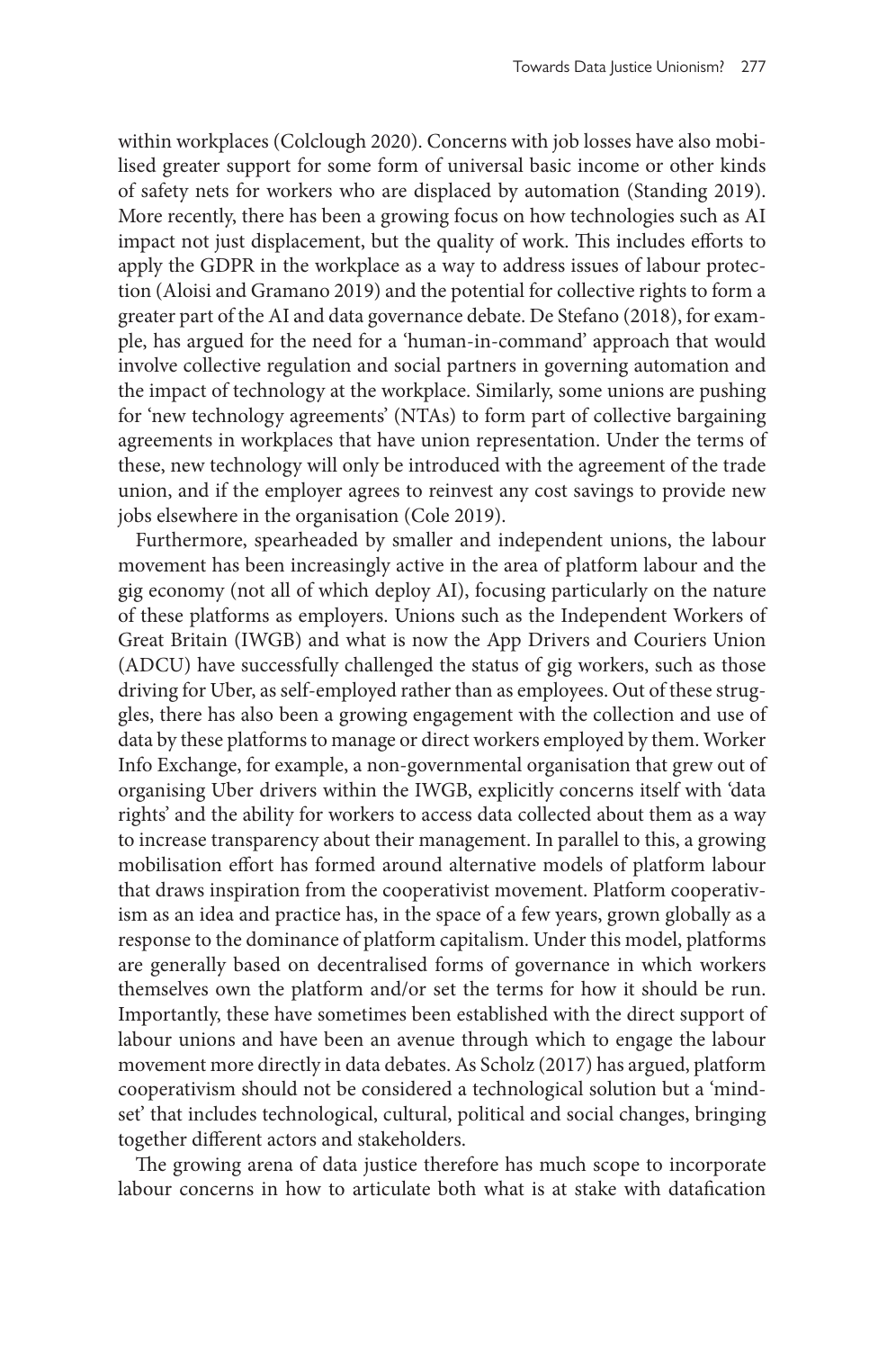within workplaces (Colclough 2020). Concerns with job losses have also mobilised greater support for some form of universal basic income or other kinds of safety nets for workers who are displaced by automation (Standing 2019). More recently, there has been a growing focus on how technologies such as AI impact not just displacement, but the quality of work. This includes efforts to apply the GDPR in the workplace as a way to address issues of labour protection (Aloisi and Gramano 2019) and the potential for collective rights to form a greater part of the AI and data governance debate. De Stefano (2018), for example, has argued for the need for a 'human-in-command' approach that would involve collective regulation and social partners in governing automation and the impact of technology at the workplace. Similarly, some unions are pushing for 'new technology agreements' (NTAs) to form part of collective bargaining agreements in workplaces that have union representation. Under the terms of these, new technology will only be introduced with the agreement of the trade union, and if the employer agrees to reinvest any cost savings to provide new jobs elsewhere in the organisation (Cole 2019).

Furthermore, spearheaded by smaller and independent unions, the labour movement has been increasingly active in the area of platform labour and the gig economy (not all of which deploy AI), focusing particularly on the nature of these platforms as employers. Unions such as the Independent Workers of Great Britain (IWGB) and what is now the App Drivers and Couriers Union (ADCU) have successfully challenged the status of gig workers, such as those driving for Uber, as self-employed rather than as employees. Out of these struggles, there has also been a growing engagement with the collection and use of data by these platforms to manage or direct workers employed by them. Worker Info Exchange, for example, a non-governmental organisation that grew out of organising Uber drivers within the IWGB, explicitly concerns itself with 'data rights' and the ability for workers to access data collected about them as a way to increase transparency about their management. In parallel to this, a growing mobilisation effort has formed around alternative models of platform labour that draws inspiration from the cooperativist movement. Platform cooperativism as an idea and practice has, in the space of a few years, grown globally as a response to the dominance of platform capitalism. Under this model, platforms are generally based on decentralised forms of governance in which workers themselves own the platform and/or set the terms for how it should be run. Importantly, these have sometimes been established with the direct support of labour unions and have been an avenue through which to engage the labour movement more directly in data debates. As Scholz (2017) has argued, platform cooperativism should not be considered a technological solution but a 'mindset' that includes technological, cultural, political and social changes, bringing together different actors and stakeholders.

The growing arena of data justice therefore has much scope to incorporate labour concerns in how to articulate both what is at stake with datafication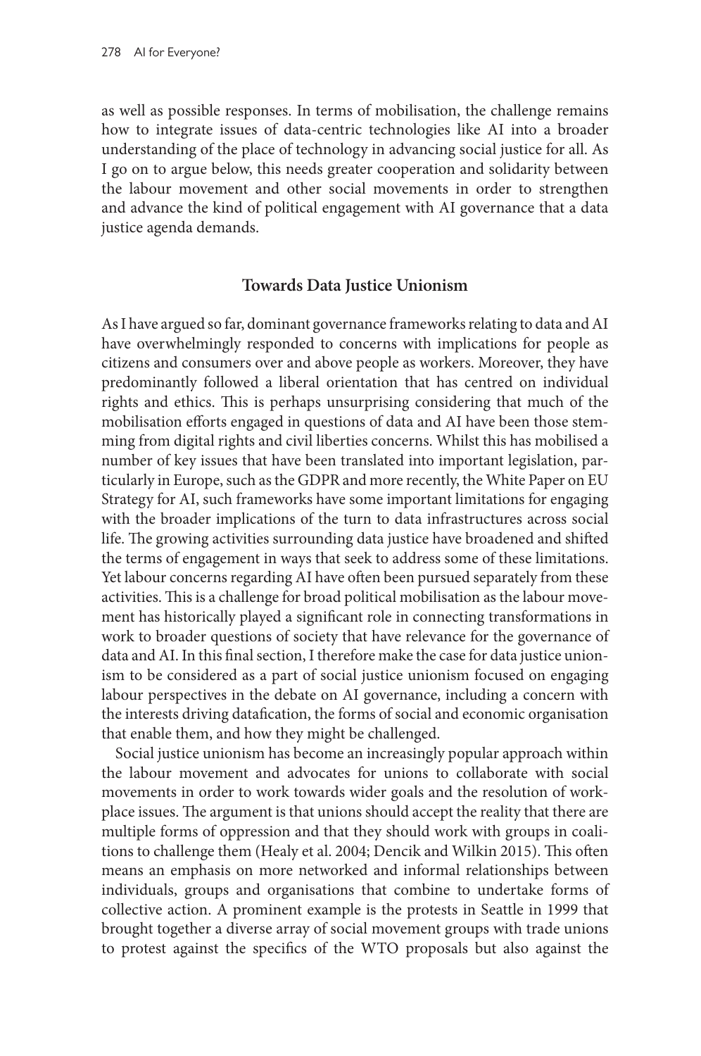as well as possible responses. In terms of mobilisation, the challenge remains how to integrate issues of data-centric technologies like AI into a broader understanding of the place of technology in advancing social justice for all. As I go on to argue below, this needs greater cooperation and solidarity between the labour movement and other social movements in order to strengthen and advance the kind of political engagement with AI governance that a data justice agenda demands.

## Towards Data Justice Unionism

As I have argued so far, dominant governance frameworks relating to data and AI have overwhelmingly responded to concerns with implications for people as citizens and consumers over and above people as workers. Moreover, they have predominantly followed a liberal orientation that has centred on individual rights and ethics. This is perhaps unsurprising considering that much of the mobilisation efforts engaged in questions of data and AI have been those stemming from digital rights and civil liberties concerns. Whilst this has mobilised a number of key issues that have been translated into important legislation, particularly in Europe, such as the GDPR and more recently, the White Paper on EU Strategy for AI, such frameworks have some important limitations for engaging with the broader implications of the turn to data infrastructures across social life. The growing activities surrounding data justice have broadened and shifted the terms of engagement in ways that seek to address some of these limitations. Yet labour concerns regarding AI have often been pursued separately from these activities. This is a challenge for broad political mobilisation as the labour movement has historically played a significant role in connecting transformations in work to broader questions of society that have relevance for the governance of data and AI. In this final section, I therefore make the case for data justice unionism to be considered as a part of social justice unionism focused on engaging labour perspectives in the debate on AI governance, including a concern with the interests driving datafication, the forms of social and economic organisation that enable them, and how they might be challenged.

Social justice unionism has become an increasingly popular approach within the labour movement and advocates for unions to collaborate with social movements in order to work towards wider goals and the resolution of workplace issues. The argument is that unions should accept the reality that there are multiple forms of oppression and that they should work with groups in coalitions to challenge them (Healy et al. 2004; Dencik and Wilkin 2015). This often means an emphasis on more networked and informal relationships between individuals, groups and organisations that combine to undertake forms of collective action. A prominent example is the protests in Seattle in 1999 that brought together a diverse array of social movement groups with trade unions to protest against the specifics of the WTO proposals but also against the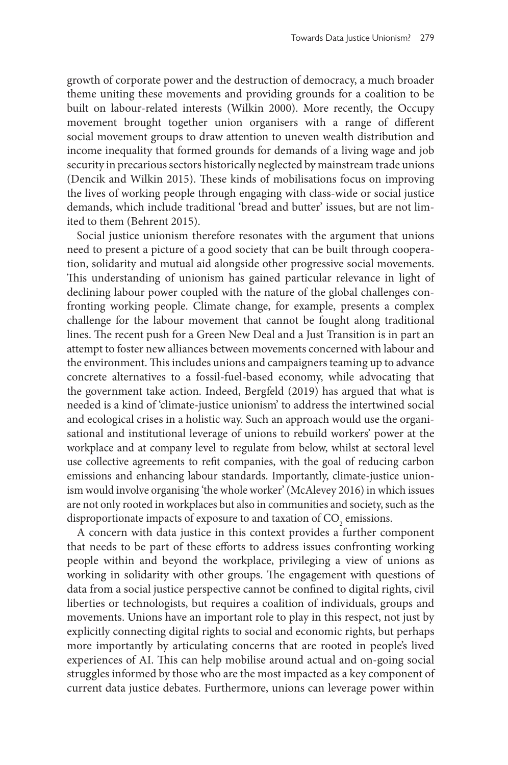growth of corporate power and the destruction of democracy, a much broader theme uniting these movements and providing grounds for a coalition to be built on labour-related interests (Wilkin 2000). More recently, the Occupy movement brought together union organisers with a range of different social movement groups to draw attention to uneven wealth distribution and income inequality that formed grounds for demands of a living wage and job security in precarious sectors historically neglected by mainstream trade unions (Dencik and Wilkin 2015). These kinds of mobilisations focus on improving the lives of working people through engaging with class-wide or social justice demands, which include traditional 'bread and butter' issues, but are not limited to them (Behrent 2015).

Social justice unionism therefore resonates with the argument that unions need to present a picture of a good society that can be built through cooperation, solidarity and mutual aid alongside other progressive social movements. This understanding of unionism has gained particular relevance in light of declining labour power coupled with the nature of the global challenges confronting working people. Climate change, for example, presents a complex challenge for the labour movement that cannot be fought along traditional lines. The recent push for a Green New Deal and a Just Transition is in part an attempt to foster new alliances between movements concerned with labour and the environment. This includes unions and campaigners teaming up to advance concrete alternatives to a fossil-fuel-based economy, while advocating that the government take action. Indeed, Bergfeld (2019) has argued that what is needed is a kind of 'climate-justice unionism' to address the intertwined social and ecological crises in a holistic way. Such an approach would use the organisational and institutional leverage of unions to rebuild workers' power at the workplace and at company level to regulate from below, whilst at sectoral level use collective agreements to refit companies, with the goal of reducing carbon emissions and enhancing labour standards. Importantly, climate-justice unionism would involve organising 'the whole worker' (McAlevey 2016) in which issues are not only rooted in workplaces but also in communities and society, such as the disproportionate impacts of exposure to and taxation of $CO_2$ emissions.

A concern with data justice in this context provides a further component that needs to be part of these efforts to address issues confronting working people within and beyond the workplace, privileging a view of unions as working in solidarity with other groups. The engagement with questions of data from a social justice perspective cannot be confined to digital rights, civil liberties or technologists, but requires a coalition of individuals, groups and movements. Unions have an important role to play in this respect, not just by explicitly connecting digital rights to social and economic rights, but perhaps more importantly by articulating concerns that are rooted in people's lived experiences of AI. This can help mobilise around actual and on-going social struggles informed by those who are the most impacted as a key component of current data justice debates. Furthermore, unions can leverage power within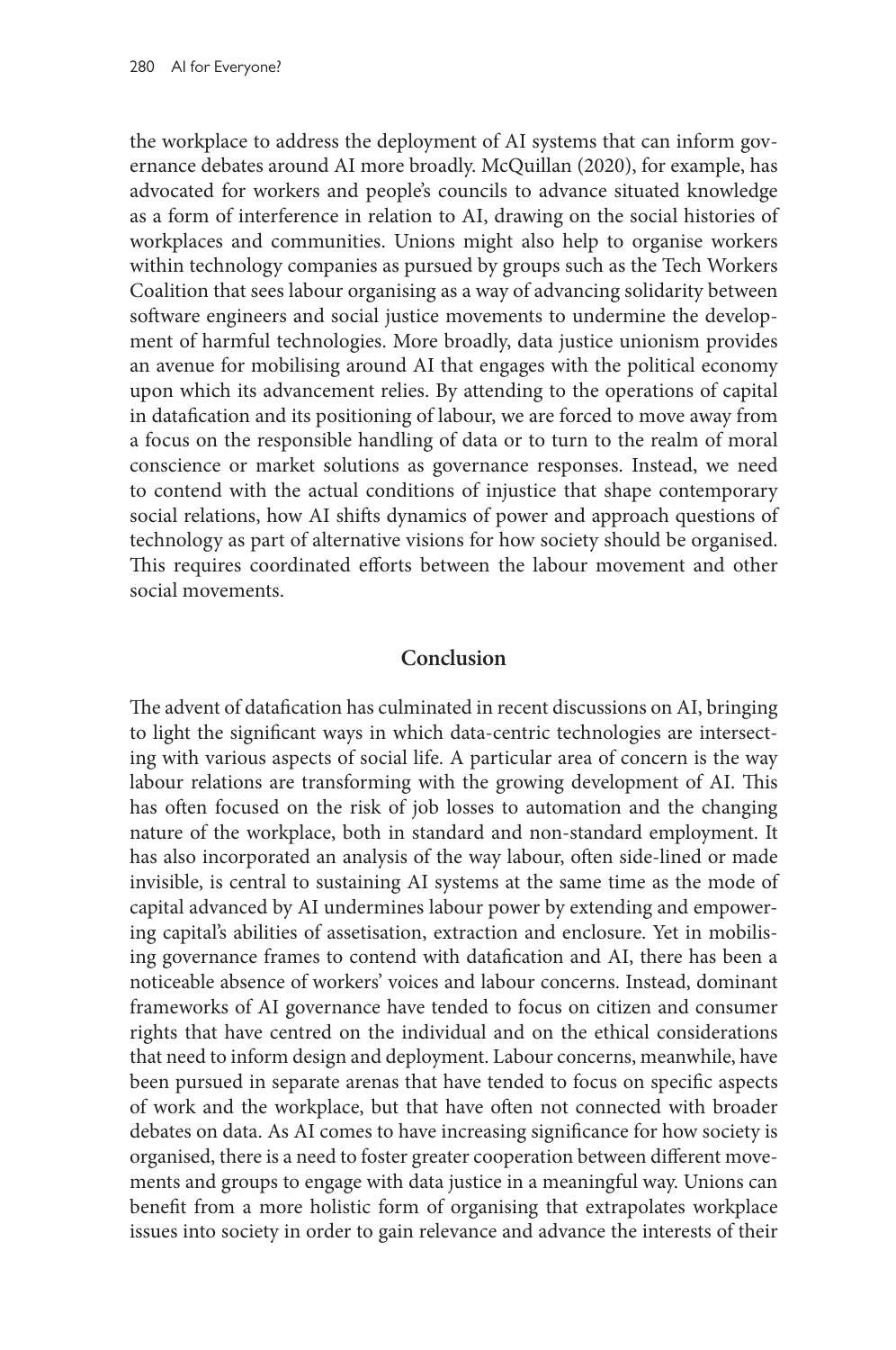the workplace to address the deployment of AI systems that can inform governance debates around AI more broadly. McQuillan (2020), for example, has advocated for workers and people's councils to advance situated knowledge as a form of interference in relation to AI, drawing on the social histories of workplaces and communities. Unions might also help to organise workers within technology companies as pursued by groups such as the Tech Workers Coalition that sees labour organising as a way of advancing solidarity between software engineers and social justice movements to undermine the development of harmful technologies. More broadly, data justice unionism provides an avenue for mobilising around AI that engages with the political economy upon which its advancement relies. By attending to the operations of capital in datafication and its positioning of labour, we are forced to move away from a focus on the responsible handling of data or to turn to the realm of moral conscience or market solutions as governance responses. Instead, we need to contend with the actual conditions of injustice that shape contemporary social relations, how AI shifts dynamics of power and approach questions of technology as part of alternative visions for how society should be organised. This requires coordinated efforts between the labour movement and other social movements.

## Conclusion

The advent of datafication has culminated in recent discussions on AI, bringing to light the significant ways in which data-centric technologies are intersecting with various aspects of social life. A particular area of concern is the way labour relations are transforming with the growing development of AI. This has often focused on the risk of job losses to automation and the changing nature of the workplace, both in standard and non-standard employment. It has also incorporated an analysis of the way labour, often side-lined or made invisible, is central to sustaining AI systems at the same time as the mode of capital advanced by AI undermines labour power by extending and empowering capital's abilities of assetisation, extraction and enclosure. Yet in mobilising governance frames to contend with datafication and AI, there has been a noticeable absence of workers' voices and labour concerns. Instead, dominant frameworks of AI governance have tended to focus on citizen and consumer rights that have centred on the individual and on the ethical considerations that need to inform design and deployment. Labour concerns, meanwhile, have been pursued in separate arenas that have tended to focus on specific aspects of work and the workplace, but that have often not connected with broader debates on data. As AI comes to have increasing significance for how society is organised, there is a need to foster greater cooperation between different movements and groups to engage with data justice in a meaningful way. Unions can benefit from a more holistic form of organising that extrapolates workplace issues into society in order to gain relevance and advance the interests of their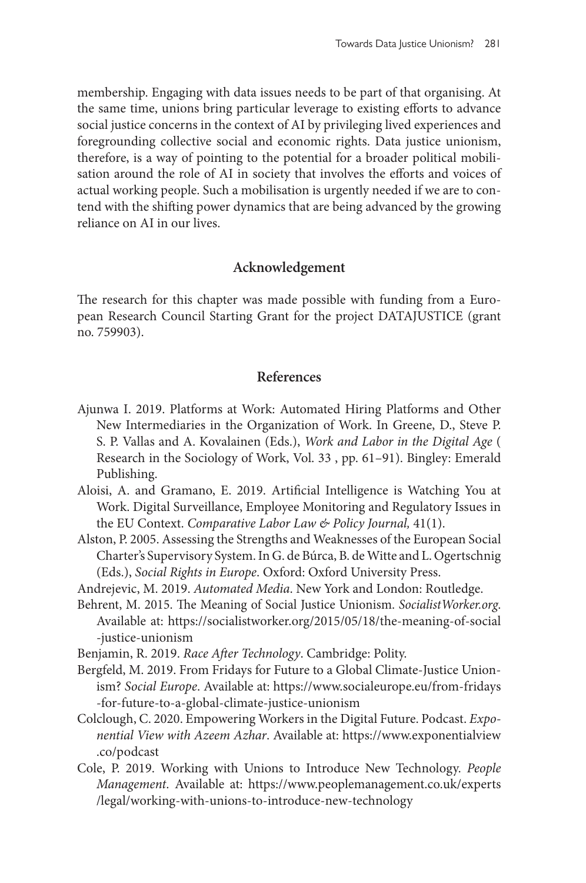membership. Engaging with data issues needs to be part of that organising. At the same time, unions bring particular leverage to existing efforts to advance social justice concerns in the context of AI by privileging lived experiences and foregrounding collective social and economic rights. Data justice unionism, therefore, is a way of pointing to the potential for a broader political mobilisation around the role of AI in society that involves the efforts and voices of actual working people. Such a mobilisation is urgently needed if we are to contend with the shifting power dynamics that are being advanced by the growing reliance on AI in our lives.

## Acknowledgement

The research for this chapter was made possible with funding from a European Research Council Starting Grant for the project DATAJUSTICE (grant no. 759903).

## References

Ajunwa I. 2019. Platforms at Work: Automated Hiring Platforms and Other New Intermediaries in the Organization of Work. In Greene, D., Steve P. S. P. Vallas and A. Kovalainen (Eds.), *Work and Labor in the Digital Age* ( Research in the Sociology of Work, Vol. 33 , pp. 61–91). Bingley: Emerald Publishing.

Aloisi, A. and Gramano, E. 2019. Artificial Intelligence is Watching You at Work. Digital Surveillance, Employee Monitoring and Regulatory Issues in the EU Context. *Comparative Labor Law & Policy Journal,* 41(1).

Alston, P. 2005. Assessing the Strengths and Weaknesses of the European Social Charter's Supervisory System. In G. de Búrca, B. de Witte and L. Ogertschnig (Eds.), *Social Rights in Europe*. Oxford: Oxford University Press.

Andrejevic, M. 2019. *Automated Media*. New York and London: Routledge.

Behrent, M. 2015. The Meaning of Social Justice Unionism. *SocialistWorker.org*. Available at: https://socialistworker.org/2015/05/18/the-meaning-of-social-justice-unionism

Benjamin, R. 2019. *Race After Technology*. Cambridge: Polity.

Bergfeld, M. 2019. From Fridays for Future to a Global Climate-Justice Unionism? *Social Europe*. Available at: https://www.socialeurope.eu/from-fridays-for-future-to-a-global-climate-justice-unionism

Colclough, C. 2020. Empowering Workers in the Digital Future. Podcast. *Exponential View with Azeem Azhar*. Available at: https://www.exponentialview.co/podcast

Cole, P. 2019. Working with Unions to Introduce New Technology. *People Management*. Available at: https://www.peoplemanagement.co.uk/experts/legal/working-with-unions-to-introduce-new-technology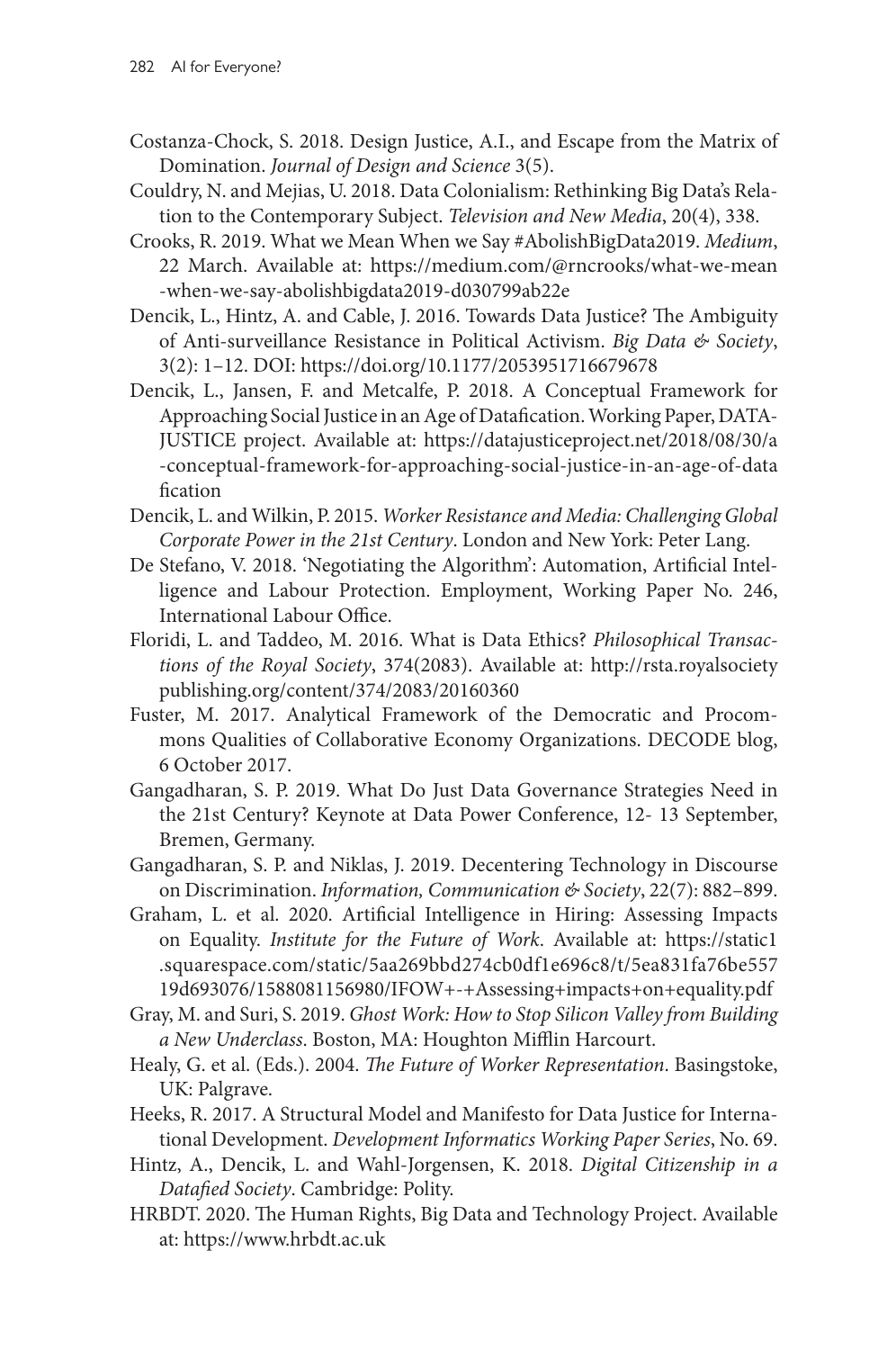Costanza-Chock, S. 2018. Design Justice, A.I., and Escape from the Matrix of Domination. *Journal of Design and Science* 3(5).

Couldry, N. and Mejias, U. 2018. Data Colonialism: Rethinking Big Data's Relation to the Contemporary Subject. *Television and New Media*, 20(4), 338.

Crooks, R. 2019. What we Mean When we Say #AbolishBigData2019. *Medium*, 22 March. Available at: https://medium.com/@rncrooks/what-we-mean-when-we-say-abolishbigdata2019-d030799ab22e

Dencik, L., Hintz, A. and Cable, J. 2016. Towards Data Justice? The Ambiguity of Anti-surveillance Resistance in Political Activism. *Big Data & Society*, 3(2): 1–12. DOI: https://doi.org/10.1177/2053951716679678

Dencik, L., Jansen, F. and Metcalfe, P. 2018. A Conceptual Framework for Approaching Social Justice in an Age of Datafication. Working Paper, DATAJUSTICE project. Available at: https://datajusticeproject.net/2018/08/30/a-conceptual-framework-for-approaching-social-justice-in-an-age-of-datafication

Dencik, L. and Wilkin, P. 2015. *Worker Resistance and Media: Challenging Global Corporate Power in the 21st Century*. London and New York: Peter Lang.

De Stefano, V. 2018. 'Negotiating the Algorithm': Automation, Artificial Intelligence and Labour Protection. Employment, Working Paper No. 246, International Labour Office.

Floridi, L. and Taddeo, M. 2016. What is Data Ethics? *Philosophical Transactions of the Royal Society*, 374(2083). Available at: http://rsta.royalsocietypublishing.org/content/374/2083/20160360

Fuster, M. 2017. Analytical Framework of the Democratic and Procommons Qualities of Collaborative Economy Organizations. DECODE blog, 6 October 2017.

Gangadharan, S. P. 2019. What Do Just Data Governance Strategies Need in the 21st Century? Keynote at Data Power Conference, 12- 13 September, Bremen, Germany.

Gangadharan, S. P. and Niklas, J. 2019. Decentering Technology in Discourse on Discrimination. *Information, Communication & Society*, 22(7): 882–899.

Graham, L. et al. 2020. Artificial Intelligence in Hiring: Assessing Impacts on Equality. *Institute for the Future of Work*. Available at: https://static1.squarespace.com/static/5aa269bbd274cb0df1e696c8/t/5ea831fa76be557 19d693076/1588081156980/IFOW+-+Assessing+impacts+on+equality.pdf

Gray, M. and Suri, S. 2019. *Ghost Work: How to Stop Silicon Valley from Building a New Underclass*. Boston, MA: Houghton Mifflin Harcourt.

Healy, G. et al. (Eds.). 2004. *The Future of Worker Representation*. Basingstoke, UK: Palgrave.

Heeks, R. 2017. A Structural Model and Manifesto for Data Justice for International Development. *Development Informatics Working Paper Series*, No. 69.

Hintz, A., Dencik, L. and Wahl-Jorgensen, K. 2018. *Digital Citizenship in a Datafied Society*. Cambridge: Polity.

HRBDT. 2020. The Human Rights, Big Data and Technology Project. Available at: https://www.hrbdt.ac.uk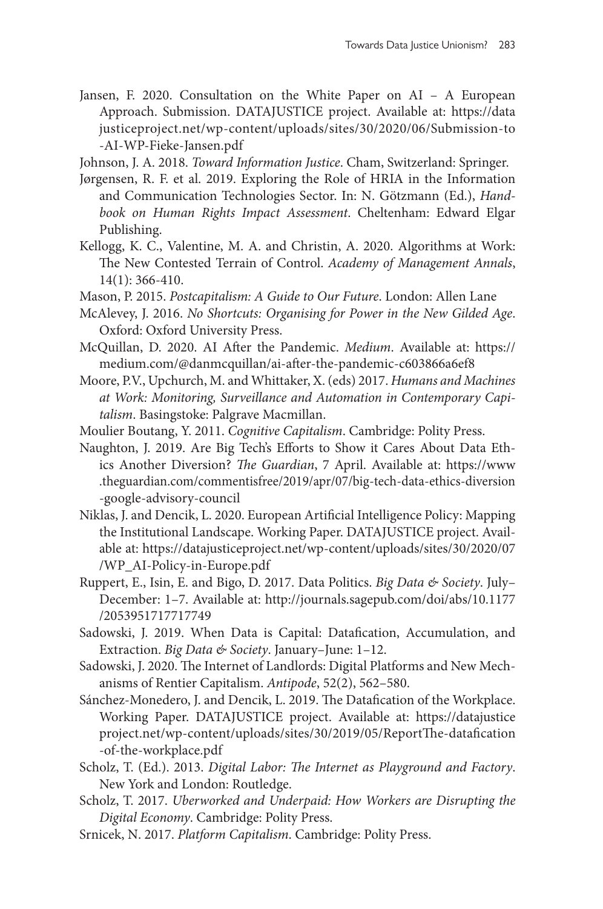Jansen, F. 2020. Consultation on the White Paper on AI – A European Approach. Submission. DATAJUSTICE project. Available at: https://datajusticeproject.net/wp-content/uploads/sites/30/2020/06/Submission-to-AI-WP-Fieke-Jansen.pdf

Johnson, J. A. 2018. *Toward Information Justice*. Cham, Switzerland: Springer.

Jørgensen, R. F. et al. 2019. Exploring the Role of HRIA in the Information and Communication Technologies Sector. In: N. Götzmann (Ed.), *Handbook on Human Rights Impact Assessment*. Cheltenham: Edward Elgar Publishing.

Kellogg, K. C., Valentine, M. A. and Christin, A. 2020. Algorithms at Work: The New Contested Terrain of Control. *Academy of Management Annals*, 14(1): 366-410.

Mason, P. 2015. *Postcapitalism: A Guide to Our Future*. London: Allen Lane

McAlevey, J. 2016. *No Shortcuts: Organising for Power in the New Gilded Age*. Oxford: Oxford University Press.

McQuillan, D. 2020. AI After the Pandemic. *Medium*. Available at: https://medium.com/@danmcquillan/ai-after-the-pandemic-c603866a6ef8

Moore, P.V., Upchurch, M. and Whittaker, X. (eds) 2017. *Humans and Machines at Work: Monitoring, Surveillance and Automation in Contemporary Capitalism*. Basingstoke: Palgrave Macmillan.

Moulier Boutang, Y. 2011. *Cognitive Capitalism*. Cambridge: Polity Press.

Naughton, J. 2019. Are Big Tech's Efforts to Show it Cares About Data Ethics Another Diversion? *The Guardian*, 7 April. Available at: https://www.theguardian.com/commentisfree/2019/apr/07/big-tech-data-ethics-diversion-google-advisory-council

Niklas, J. and Dencik, L. 2020. European Artificial Intelligence Policy: Mapping the Institutional Landscape. Working Paper. DATAJUSTICE project. Available at: https://datajusticeproject.net/wp-content/uploads/sites/30/2020/07/WP_AI-Policy-in-Europe.pdf

Ruppert, E., Isin, E. and Bigo, D. 2017. Data Politics. *Big Data & Society*. July–December: 1–7. Available at: http://journals.sagepub.com/doi/abs/10.1177/2053951717717749

Sadowski, J. 2019. When Data is Capital: Datafication, Accumulation, and Extraction. *Big Data & Society*. January–June: 1–12.

Sadowski, J. 2020. The Internet of Landlords: Digital Platforms and New Mechanisms of Rentier Capitalism. *Antipode*, 52(2), 562–580.

Sánchez-Monedero, J. and Dencik, L. 2019. The Datafication of the Workplace. Working Paper. DATAJUSTICE project. Available at: https://datajusticeproject.net/wp-content/uploads/sites/30/2019/05/ReportThe-datafication-of-the-workplace.pdf

Scholz, T. (Ed.). 2013. *Digital Labor: The Internet as Playground and Factory*. New York and London: Routledge.

Scholz, T. 2017. *Uberworked and Underpaid: How Workers are Disrupting the Digital Economy*. Cambridge: Polity Press.

Srnicek, N. 2017. *Platform Capitalism*. Cambridge: Polity Press.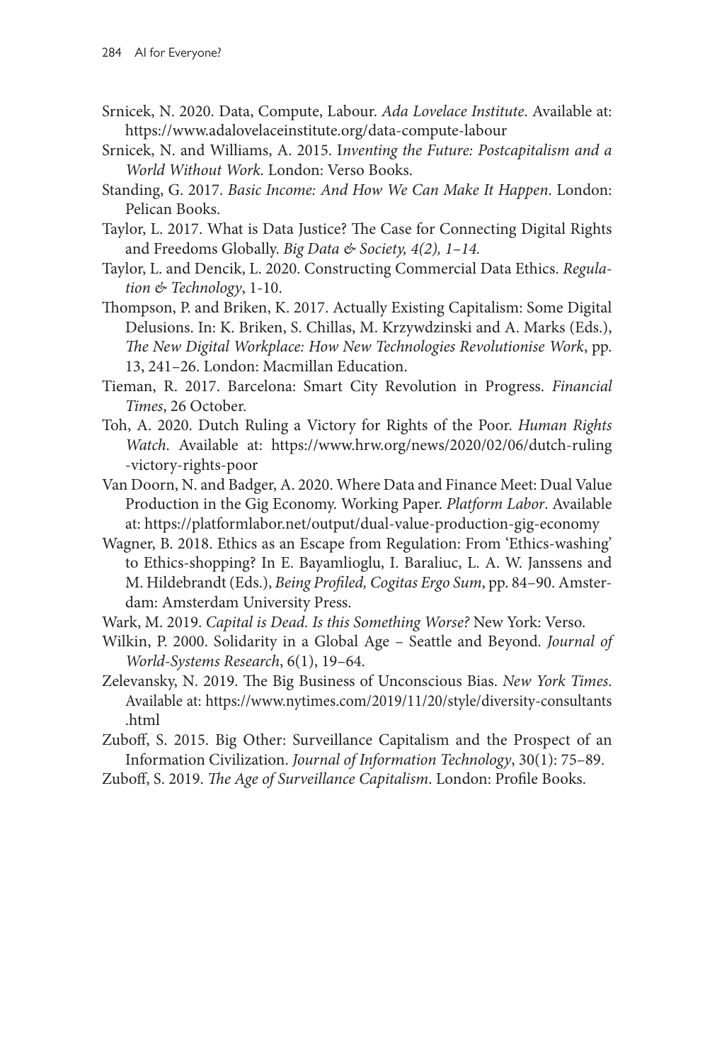Srnicek, N. 2020. Data, Compute, Labour. *Ada Lovelace Institute*. Available at: https://www.adalovelaceinstitute.org/data-compute-labour

Srnicek, N. and Williams, A. 2015. I*nventing the Future: Postcapitalism and a World Without Work*. London: Verso Books.

Standing, G. 2017. *Basic Income: And How We Can Make It Happen*. London: Pelican Books.

Taylor, L. 2017. What is Data Justice? The Case for Connecting Digital Rights and Freedoms Globally. *Big Data & Society, 4(2), 1–14.*

Taylor, L. and Dencik, L. 2020. Constructing Commercial Data Ethics. *Regulation & Technology*, 1-10.

Thompson, P. and Briken, K. 2017. Actually Existing Capitalism: Some Digital Delusions. In: K. Briken, S. Chillas, M. Krzywdzinski and A. Marks (Eds.), *The New Digital Workplace: How New Technologies Revolutionise Work*, pp. 13, 241–26. London: Macmillan Education.

Tieman, R. 2017. Barcelona: Smart City Revolution in Progress. *Financial Times*, 26 October.

Toh, A. 2020. Dutch Ruling a Victory for Rights of the Poor. *Human Rights Watch*. Available at: https://www.hrw.org/news/2020/02/06/dutch-ruling-victory-rights-poor

Van Doorn, N. and Badger, A. 2020. Where Data and Finance Meet: Dual Value Production in the Gig Economy. Working Paper. *Platform Labor*. Available at: https://platformlabor.net/output/dual-value-production-gig-economy

Wagner, B. 2018. Ethics as an Escape from Regulation: From 'Ethics-washing' to Ethics-shopping? In E. Bayamlioglu, I. Baraliuc, L. A. W. Janssens and M. Hildebrandt (Eds.), *Being Profiled, Cogitas Ergo Sum*, pp. 84–90. Amsterdam: Amsterdam University Press.

Wark, M. 2019. *Capital is Dead. Is this Something Worse?* New York: Verso.

Wilkin, P. 2000. Solidarity in a Global Age – Seattle and Beyond. *Journal of World-Systems Research*, 6(1), 19–64.

Zelevansky, N. 2019. The Big Business of Unconscious Bias. *New York Times*. Available at: https://www.nytimes.com/2019/11/20/style/diversity-consultants.html

Zuboff, S. 2015. Big Other: Surveillance Capitalism and the Prospect of an Information Civilization. *Journal of Information Technology*, 30(1): 75–89.

Zuboff, S. 2019. *The Age of Surveillance Capitalism*. London: Profile Books.